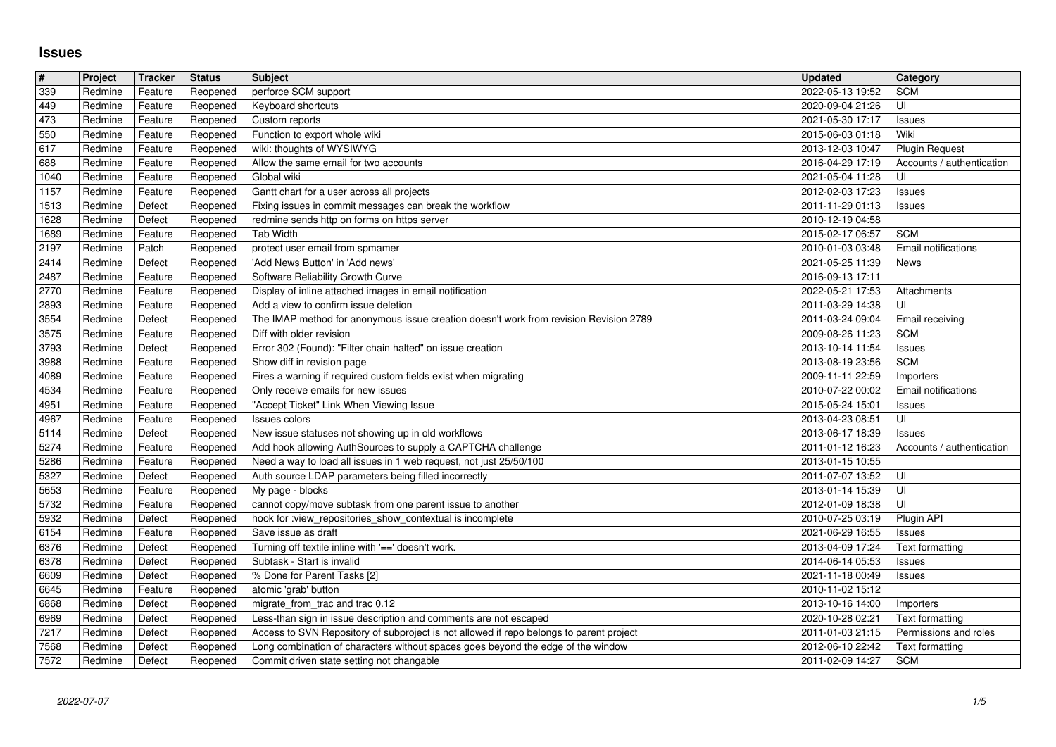# Issues

| # | Project | Tracker | Status | Subject | Updated | Category |
| --- | --- | --- | --- | --- | --- | --- |
| 339 | Redmine | Feature | Reopened | perforce SCM support | 2022-05-13 19:52 | SCM |
| 449 | Redmine | Feature | Reopened | Keyboard shortcuts | 2020-09-04 21:26 | UI |
| 473 | Redmine | Feature | Reopened | Custom reports | 2021-05-30 17:17 | Issues |
| 550 | Redmine | Feature | Reopened | Function to export whole wiki | 2015-06-03 01:18 | Wiki |
| 617 | Redmine | Feature | Reopened | wiki: thoughts of WYSIWYG | 2013-12-03 10:47 | Plugin Request |
| 688 | Redmine | Feature | Reopened | Allow the same email for two accounts | 2016-04-29 17:19 | Accounts / authentication |
| 1040 | Redmine | Feature | Reopened | Global wiki | 2021-05-04 11:28 | UI |
| 1157 | Redmine | Feature | Reopened | Gantt chart for a user across all projects | 2012-02-03 17:23 | Issues |
| 1513 | Redmine | Defect | Reopened | Fixing issues in commit messages can break the workflow | 2011-11-29 01:13 | Issues |
| 1628 | Redmine | Defect | Reopened | redmine sends http on forms on https server | 2010-12-19 04:58 | |
| 1689 | Redmine | Feature | Reopened | Tab Width | 2015-02-17 06:57 | SCM |
| 2197 | Redmine | Patch | Reopened | protect user email from spmamer | 2010-01-03 03:48 | Email notifications |
| 2414 | Redmine | Defect | Reopened | 'Add News Button' in 'Add news' | 2021-05-25 11:39 | News |
| 2487 | Redmine | Feature | Reopened | Software Reliability Growth Curve | 2016-09-13 17:11 | |
| 2770 | Redmine | Feature | Reopened | Display of inline attached images in email notification | 2022-05-21 17:53 | Attachments |
| 2893 | Redmine | Feature | Reopened | Add a view to confirm issue deletion | 2011-03-29 14:38 | UI |
| 3554 | Redmine | Defect | Reopened | The IMAP method for anonymous issue creation doesn't work from revision Revision 2789 | 2011-03-24 09:04 | Email receiving |
| 3575 | Redmine | Feature | Reopened | Diff with older revision | 2009-08-26 11:23 | SCM |
| 3793 | Redmine | Defect | Reopened | Error 302 (Found): "Filter chain halted" on issue creation | 2013-10-14 11:54 | Issues |
| 3988 | Redmine | Feature | Reopened | Show diff in revision page | 2013-08-19 23:56 | SCM |
| 4089 | Redmine | Feature | Reopened | Fires a warning if required custom fields exist when migrating | 2009-11-11 22:59 | Importers |
| 4534 | Redmine | Feature | Reopened | Only receive emails for new issues | 2010-07-22 00:02 | Email notifications |
| 4951 | Redmine | Feature | Reopened | "Accept Ticket" Link When Viewing Issue | 2015-05-24 15:01 | Issues |
| 4967 | Redmine | Feature | Reopened | Issues colors | 2013-04-23 08:51 | UI |
| 5114 | Redmine | Defect | Reopened | New issue statuses not showing up in old workflows | 2013-06-17 18:39 | Issues |
| 5274 | Redmine | Feature | Reopened | Add hook allowing AuthSources to supply a CAPTCHA challenge | 2011-01-12 16:23 | Accounts / authentication |
| 5286 | Redmine | Feature | Reopened | Need a way to load all issues in 1 web request, not just 25/50/100 | 2013-01-15 10:55 | |
| 5327 | Redmine | Defect | Reopened | Auth source LDAP parameters being filled incorrectly | 2011-07-07 13:52 | UI |
| 5653 | Redmine | Feature | Reopened | My page - blocks | 2013-01-14 15:39 | UI |
| 5732 | Redmine | Feature | Reopened | cannot copy/move subtask from one parent issue to another | 2012-01-09 18:38 | UI |
| 5932 | Redmine | Defect | Reopened | hook for :view_repositories_show_contextual is incomplete | 2010-07-25 03:19 | Plugin API |
| 6154 | Redmine | Feature | Reopened | Save issue as draft | 2021-06-29 16:55 | Issues |
| 6376 | Redmine | Defect | Reopened | Turning off textile inline with '==' doesn't work. | 2013-04-09 17:24 | Text formatting |
| 6378 | Redmine | Defect | Reopened | Subtask - Start is invalid | 2014-06-14 05:53 | Issues |
| 6609 | Redmine | Defect | Reopened | % Done for Parent Tasks [2] | 2021-11-18 00:49 | Issues |
| 6645 | Redmine | Feature | Reopened | atomic 'grab' button | 2010-11-02 15:12 | |
| 6868 | Redmine | Defect | Reopened | migrate_from_trac and trac 0.12 | 2013-10-16 14:00 | Importers |
| 6969 | Redmine | Defect | Reopened | Less-than sign in issue description and comments are not escaped | 2020-10-28 02:21 | Text formatting |
| 7217 | Redmine | Defect | Reopened | Access to SVN Repository of subproject is not allowed if repo belongs to parent project | 2011-01-03 21:15 | Permissions and roles |
| 7568 | Redmine | Defect | Reopened | Long combination of characters without spaces goes beyond the edge of the window | 2012-06-10 22:42 | Text formatting |
| 7572 | Redmine | Defect | Reopened | Commit driven state setting not changable | 2011-02-09 14:27 | SCM |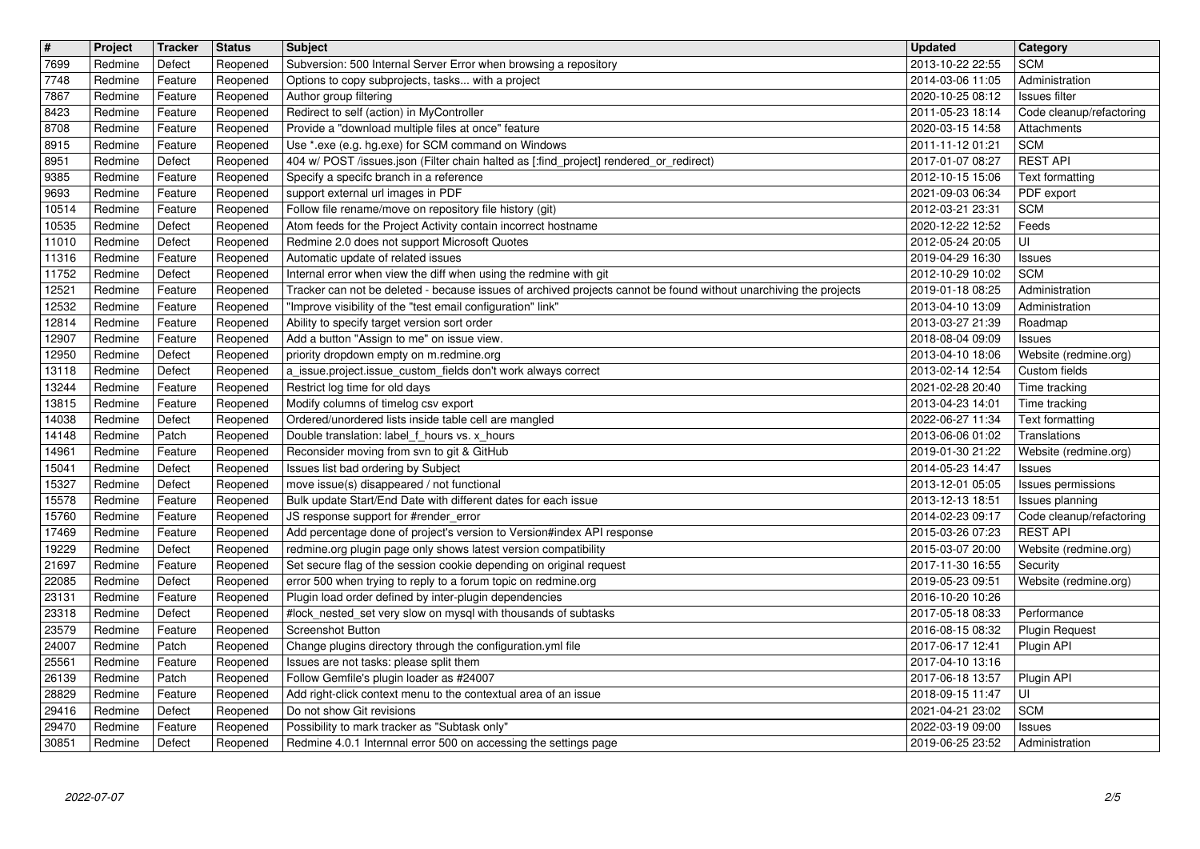| # | Project | Tracker | Status | Subject | Updated | Category |
|---|---|---|---|---|---|---|
| 7699 | Redmine | Defect | Reopened | Subversion: 500 Internal Server Error when browsing a repository | 2013-10-22 22:55 | SCM |
| 7748 | Redmine | Feature | Reopened | Options to copy subprojects, tasks... with a project | 2014-03-06 11:05 | Administration |
| 7867 | Redmine | Feature | Reopened | Author group filtering | 2020-10-25 08:12 | Issues filter |
| 8423 | Redmine | Feature | Reopened | Redirect to self (action) in MyController | 2011-05-23 18:14 | Code cleanup/refactoring |
| 8708 | Redmine | Feature | Reopened | Provide a "download multiple files at once" feature | 2020-03-15 14:58 | Attachments |
| 8915 | Redmine | Feature | Reopened | Use *.exe (e.g. hg.exe) for SCM command on Windows | 2011-11-12 01:21 | SCM |
| 8951 | Redmine | Defect | Reopened | 404 w/ POST /issues.json (Filter chain halted as [:find_project] rendered_or_redirect) | 2017-01-07 08:27 | REST API |
| 9385 | Redmine | Feature | Reopened | Specify a specifc branch in a reference | 2012-10-15 15:06 | Text formatting |
| 9693 | Redmine | Feature | Reopened | support external url images in PDF | 2021-09-03 06:34 | PDF export |
| 10514 | Redmine | Feature | Reopened | Follow file rename/move on repository file history (git) | 2012-03-21 23:31 | SCM |
| 10535 | Redmine | Defect | Reopened | Atom feeds for the Project Activity contain incorrect hostname | 2020-12-22 12:52 | Feeds |
| 11010 | Redmine | Defect | Reopened | Redmine 2.0 does not support Microsoft Quotes | 2012-05-24 20:05 | UI |
| 11316 | Redmine | Feature | Reopened | Automatic update of related issues | 2019-04-29 16:30 | Issues |
| 11752 | Redmine | Defect | Reopened | Internal error when view the diff when using the redmine with git | 2012-10-29 10:02 | SCM |
| 12521 | Redmine | Feature | Reopened | Tracker can not be deleted - because issues of archived projects cannot be found without unarchiving the projects | 2019-01-18 08:25 | Administration |
| 12532 | Redmine | Feature | Reopened | "Improve visibility of the "test email configuration" link" | 2013-04-10 13:09 | Administration |
| 12814 | Redmine | Feature | Reopened | Ability to specify target version sort order | 2013-03-27 21:39 | Roadmap |
| 12907 | Redmine | Feature | Reopened | Add a button "Assign to me" on issue view. | 2018-08-04 09:09 | Issues |
| 12950 | Redmine | Defect | Reopened | priority dropdown empty on m.redmine.org | 2013-04-10 18:06 | Website (redmine.org) |
| 13118 | Redmine | Defect | Reopened | a_issue.project.issue_custom_fields don't work always correct | 2013-02-14 12:54 | Custom fields |
| 13244 | Redmine | Feature | Reopened | Restrict log time for old days | 2021-02-28 20:40 | Time tracking |
| 13815 | Redmine | Feature | Reopened | Modify columns of timelog csv export | 2013-04-23 14:01 | Time tracking |
| 14038 | Redmine | Defect | Reopened | Ordered/unordered lists inside table cell are mangled | 2022-06-27 11:34 | Text formatting |
| 14148 | Redmine | Patch | Reopened | Double translation: label_f_hours vs. x_hours | 2013-06-06 01:02 | Translations |
| 14961 | Redmine | Feature | Reopened | Reconsider moving from svn to git & GitHub | 2019-01-30 21:22 | Website (redmine.org) |
| 15041 | Redmine | Defect | Reopened | Issues list bad ordering by Subject | 2014-05-23 14:47 | Issues |
| 15327 | Redmine | Defect | Reopened | move issue(s) disappeared / not functional | 2013-12-01 05:05 | Issues permissions |
| 15578 | Redmine | Feature | Reopened | Bulk update Start/End Date with different dates for each issue | 2013-12-13 18:51 | Issues planning |
| 15760 | Redmine | Feature | Reopened | JS response support for #render_error | 2014-02-23 09:17 | Code cleanup/refactoring |
| 17469 | Redmine | Feature | Reopened | Add percentage done of project's version to Version#index API response | 2015-03-26 07:23 | REST API |
| 19229 | Redmine | Defect | Reopened | redmine.org plugin page only shows latest version compatibility | 2015-03-07 20:00 | Website (redmine.org) |
| 21697 | Redmine | Feature | Reopened | Set secure flag of the session cookie depending on original request | 2017-11-30 16:55 | Security |
| 22085 | Redmine | Defect | Reopened | error 500 when trying to reply to a forum topic on redmine.org | 2019-05-23 09:51 | Website (redmine.org) |
| 23131 | Redmine | Feature | Reopened | Plugin load order defined by inter-plugin dependencies | 2016-10-20 10:26 | |
| 23318 | Redmine | Defect | Reopened | #lock_nested_set very slow on mysql with thousands of subtasks | 2017-05-18 08:33 | Performance |
| 23579 | Redmine | Feature | Reopened | Screenshot Button | 2016-08-15 08:32 | Plugin Request |
| 24007 | Redmine | Patch | Reopened | Change plugins directory through the configuration.yml file | 2017-06-17 12:41 | Plugin API |
| 25561 | Redmine | Feature | Reopened | Issues are not tasks: please split them | 2017-04-10 13:16 | |
| 26139 | Redmine | Patch | Reopened | Follow Gemfile's plugin loader as #24007 | 2017-06-18 13:57 | Plugin API |
| 28829 | Redmine | Feature | Reopened | Add right-click context menu to the contextual area of an issue | 2018-09-15 11:47 | UI |
| 29416 | Redmine | Defect | Reopened | Do not show Git revisions | 2021-04-21 23:02 | SCM |
| 29470 | Redmine | Feature | Reopened | Possibility to mark tracker as "Subtask only" | 2022-03-19 09:00 | Issues |
| 30851 | Redmine | Defect | Reopened | Redmine 4.0.1 Internnal error 500 on accessing the settings page | 2019-06-25 23:52 | Administration |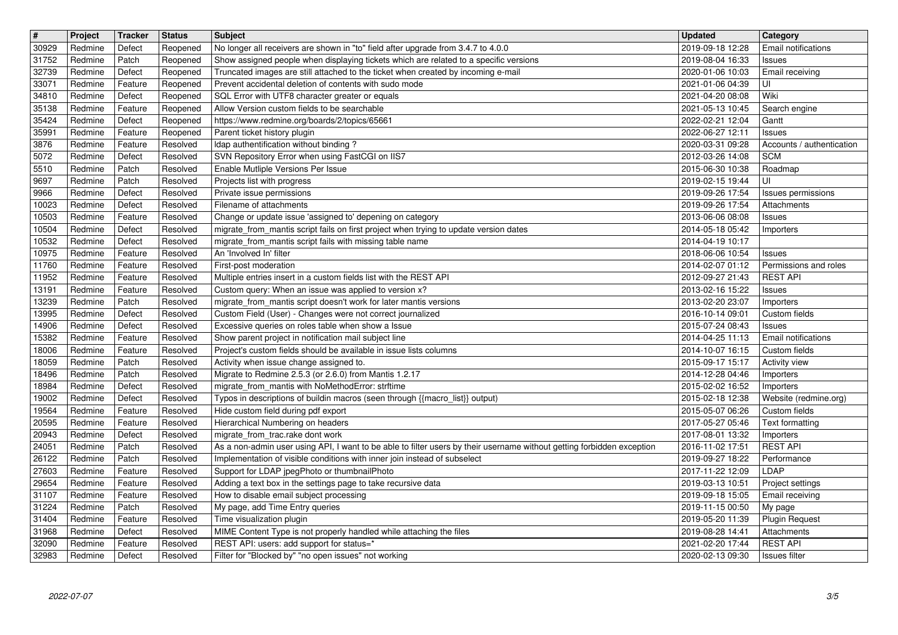| # | Project | Tracker | Status | Subject | Updated | Category |
| --- | --- | --- | --- | --- | --- | --- |
| 30929 | Redmine | Defect | Reopened | No longer all receivers are shown in "to" field after upgrade from 3.4.7 to 4.0.0 | 2019-09-18 12:28 | Email notifications |
| 31752 | Redmine | Patch | Reopened | Show assigned people when displaying tickets which are related to a specific versions | 2019-08-04 16:33 | Issues |
| 32739 | Redmine | Defect | Reopened | Truncated images are still attached to the ticket when created by incoming e-mail | 2020-01-06 10:03 | Email receiving |
| 33071 | Redmine | Feature | Reopened | Prevent accidental deletion of contents with sudo mode | 2021-01-06 04:39 | UI |
| 34810 | Redmine | Defect | Reopened | SQL Error with UTF8 character greater or equals | 2021-04-20 08:08 | Wiki |
| 35138 | Redmine | Feature | Reopened | Allow Version custom fields to be searchable | 2021-05-13 10:45 | Search engine |
| 35424 | Redmine | Defect | Reopened | https://www.redmine.org/boards/2/topics/65661 | 2022-02-21 12:04 | Gantt |
| 35991 | Redmine | Feature | Reopened | Parent ticket history plugin | 2022-06-27 12:11 | Issues |
| 3876 | Redmine | Feature | Resolved | ldap authentification without binding ? | 2020-03-31 09:28 | Accounts / authentication |
| 5072 | Redmine | Defect | Resolved | SVN Repository Error when using FastCGI on IIS7 | 2012-03-26 14:08 | SCM |
| 5510 | Redmine | Patch | Resolved | Enable Mutliple Versions Per Issue | 2015-06-30 10:38 | Roadmap |
| 9697 | Redmine | Patch | Resolved | Projects list with progress | 2019-02-15 19:44 | UI |
| 9966 | Redmine | Defect | Resolved | Private issue permissions | 2019-09-26 17:54 | Issues permissions |
| 10023 | Redmine | Defect | Resolved | Filename of attachments | 2019-09-26 17:54 | Attachments |
| 10503 | Redmine | Feature | Resolved | Change or update issue 'assigned to' depening on category | 2013-06-06 08:08 | Issues |
| 10504 | Redmine | Defect | Resolved | migrate_from_mantis script fails on first project when trying to update version dates | 2014-05-18 05:42 | Importers |
| 10532 | Redmine | Defect | Resolved | migrate_from_mantis script fails with missing table name | 2014-04-19 10:17 | |
| 10975 | Redmine | Feature | Resolved | An 'Involved In' filter | 2018-06-06 10:54 | Issues |
| 11760 | Redmine | Feature | Resolved | First-post moderation | 2014-02-07 01:12 | Permissions and roles |
| 11952 | Redmine | Feature | Resolved | Multiple entries insert in a custom fields list with the REST API | 2012-09-27 21:43 | REST API |
| 13191 | Redmine | Feature | Resolved | Custom query: When an issue was applied to version x? | 2013-02-16 15:22 | Issues |
| 13239 | Redmine | Patch | Resolved | migrate_from_mantis script doesn't work for later mantis versions | 2013-02-20 23:07 | Importers |
| 13995 | Redmine | Defect | Resolved | Custom Field (User) - Changes were not correct journalized | 2016-10-14 09:01 | Custom fields |
| 14906 | Redmine | Defect | Resolved | Excessive queries on roles table when show a Issue | 2015-07-24 08:43 | Issues |
| 15382 | Redmine | Feature | Resolved | Show parent project in notification mail subject line | 2014-04-25 11:13 | Email notifications |
| 18006 | Redmine | Feature | Resolved | Project's custom fields should be available in issue lists columns | 2014-10-07 16:15 | Custom fields |
| 18059 | Redmine | Patch | Resolved | Activity when issue change assigned to. | 2015-09-17 15:17 | Activity view |
| 18496 | Redmine | Patch | Resolved | Migrate to Redmine 2.5.3 (or 2.6.0) from Mantis 1.2.17 | 2014-12-28 04:46 | Importers |
| 18984 | Redmine | Defect | Resolved | migrate_from_mantis with NoMethodError: strftime | 2015-02-02 16:52 | Importers |
| 19002 | Redmine | Defect | Resolved | Typos in descriptions of buildin macros (seen through {{macro_list}} output) | 2015-02-18 12:38 | Website (redmine.org) |
| 19564 | Redmine | Feature | Resolved | Hide custom field during pdf export | 2015-05-07 06:26 | Custom fields |
| 20595 | Redmine | Feature | Resolved | Hierarchical Numbering on headers | 2017-05-27 05:46 | Text formatting |
| 20943 | Redmine | Defect | Resolved | migrate_from_trac.rake dont work | 2017-08-01 13:32 | Importers |
| 24051 | Redmine | Patch | Resolved | As a non-admin user using API, I want to be able to filter users by their username without getting forbidden exception | 2016-11-02 17:51 | REST API |
| 26122 | Redmine | Patch | Resolved | Implementation of visible conditions with inner join instead of subselect | 2019-09-27 18:22 | Performance |
| 27603 | Redmine | Feature | Resolved | Support for LDAP jpegPhoto or thumbnailPhoto | 2017-11-22 12:09 | LDAP |
| 29654 | Redmine | Feature | Resolved | Adding a text box in the settings page to take recursive data | 2019-03-13 10:51 | Project settings |
| 31107 | Redmine | Feature | Resolved | How to disable email subject processing | 2019-09-18 15:05 | Email receiving |
| 31224 | Redmine | Patch | Resolved | My page, add Time Entry queries | 2019-11-15 00:50 | My page |
| 31404 | Redmine | Feature | Resolved | Time visualization plugin | 2019-05-20 11:39 | Plugin Request |
| 31968 | Redmine | Defect | Resolved | MIME Content Type is not properly handled while attaching the files | 2019-08-28 14:41 | Attachments |
| 32090 | Redmine | Feature | Resolved | REST API: users: add support for status=* | 2021-02-20 17:44 | REST API |
| 32983 | Redmine | Defect | Resolved | Filter for "Blocked by" "no open issues" not working | 2020-02-13 09:30 | Issues filter |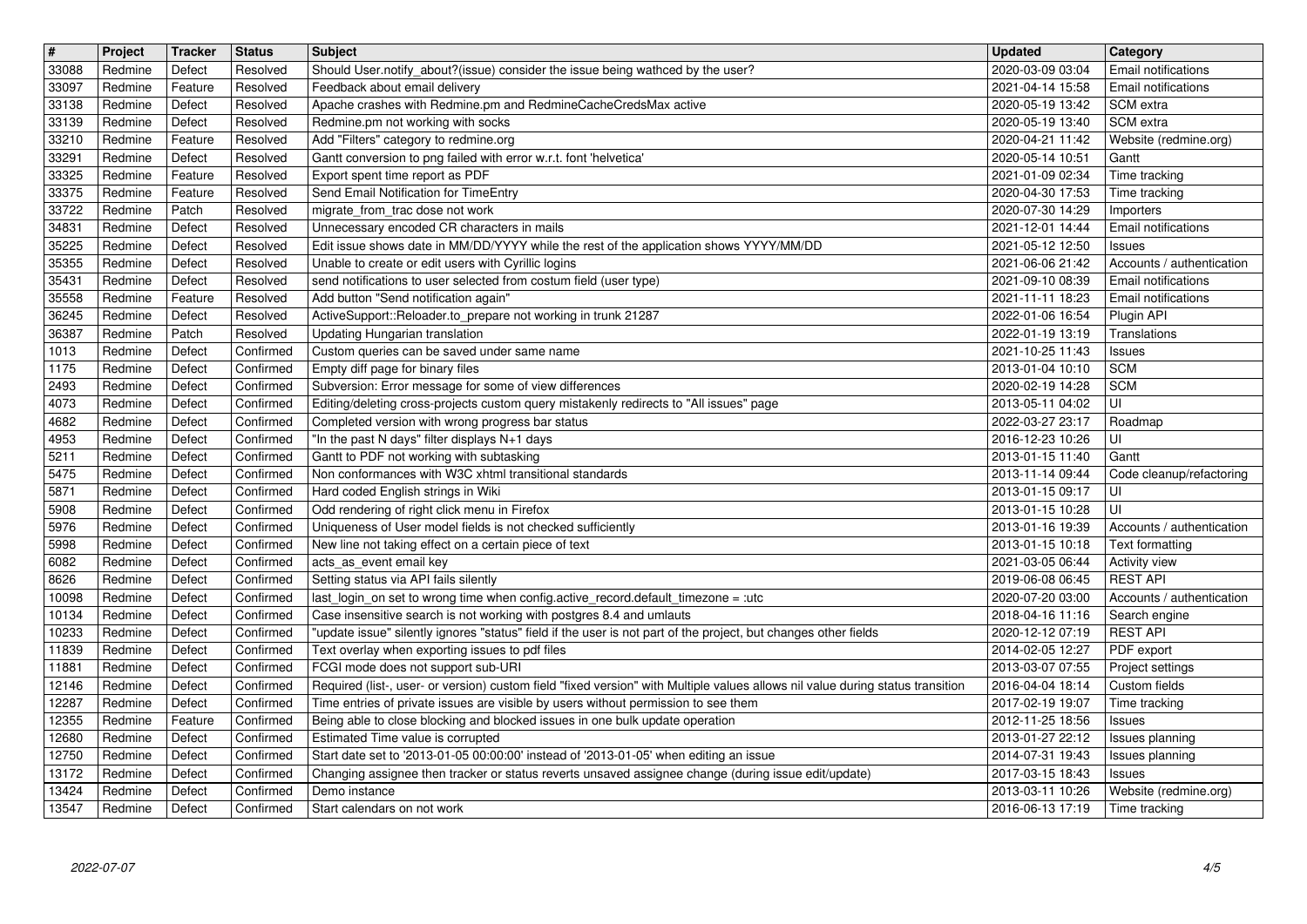| # | Project | Tracker | Status | Subject | Updated | Category |
| --- | --- | --- | --- | --- | --- | --- |
| 33088 | Redmine | Defect | Resolved | Should User.notify_about?(issue) consider the issue being wathced by the user? | 2020-03-09 03:04 | Email notifications |
| 33097 | Redmine | Feature | Resolved | Feedback about email delivery | 2021-04-14 15:58 | Email notifications |
| 33138 | Redmine | Defect | Resolved | Apache crashes with Redmine.pm and RedmineCacheCredsMax active | 2020-05-19 13:42 | SCM extra |
| 33139 | Redmine | Defect | Resolved | Redmine.pm not working with socks | 2020-05-19 13:40 | SCM extra |
| 33210 | Redmine | Feature | Resolved | Add "Filters" category to redmine.org | 2020-04-21 11:42 | Website (redmine.org) |
| 33291 | Redmine | Defect | Resolved | Gantt conversion to png failed with error w.r.t. font 'helvetica' | 2020-05-14 10:51 | Gantt |
| 33325 | Redmine | Feature | Resolved | Export spent time report as PDF | 2021-01-09 02:34 | Time tracking |
| 33375 | Redmine | Feature | Resolved | Send Email Notification for TimeEntry | 2020-04-30 17:53 | Time tracking |
| 33722 | Redmine | Patch | Resolved | migrate_from_trac dose not work | 2020-07-30 14:29 | Importers |
| 34831 | Redmine | Defect | Resolved | Unnecessary encoded CR characters in mails | 2021-12-01 14:44 | Email notifications |
| 35225 | Redmine | Defect | Resolved | Edit issue shows date in MM/DD/YYYY while the rest of the application shows YYYY/MM/DD | 2021-05-12 12:50 | Issues |
| 35355 | Redmine | Defect | Resolved | Unable to create or edit users with Cyrillic logins | 2021-06-06 21:42 | Accounts / authentication |
| 35431 | Redmine | Defect | Resolved | send notifications to user selected from costum field (user type) | 2021-09-10 08:39 | Email notifications |
| 35558 | Redmine | Feature | Resolved | Add button "Send notification again" | 2021-11-11 18:23 | Email notifications |
| 36245 | Redmine | Defect | Resolved | ActiveSupport::Reloader.to_prepare not working in trunk 21287 | 2022-01-06 16:54 | Plugin API |
| 36387 | Redmine | Patch | Resolved | Updating Hungarian translation | 2022-01-19 13:19 | Translations |
| 1013 | Redmine | Defect | Confirmed | Custom queries can be saved under same name | 2021-10-25 11:43 | Issues |
| 1175 | Redmine | Defect | Confirmed | Empty diff page for binary files | 2013-01-04 10:10 | SCM |
| 2493 | Redmine | Defect | Confirmed | Subversion: Error message for some of view differences | 2020-02-19 14:28 | SCM |
| 4073 | Redmine | Defect | Confirmed | Editing/deleting cross-projects custom query mistakenly redirects to "All issues" page | 2013-05-11 04:02 | UI |
| 4682 | Redmine | Defect | Confirmed | Completed version with wrong progress bar status | 2022-03-27 23:17 | Roadmap |
| 4953 | Redmine | Defect | Confirmed | "In the past N days" filter displays N+1 days | 2016-12-23 10:26 | UI |
| 5211 | Redmine | Defect | Confirmed | Gantt to PDF not working with subtasking | 2013-01-15 11:40 | Gantt |
| 5475 | Redmine | Defect | Confirmed | Non conformances with W3C xhtml transitional standards | 2013-11-14 09:44 | Code cleanup/refactoring |
| 5871 | Redmine | Defect | Confirmed | Hard coded English strings in Wiki | 2013-01-15 09:17 | UI |
| 5908 | Redmine | Defect | Confirmed | Odd rendering of right click menu in Firefox | 2013-01-15 10:28 | UI |
| 5976 | Redmine | Defect | Confirmed | Uniqueness of User model fields is not checked sufficiently | 2013-01-16 19:39 | Accounts / authentication |
| 5998 | Redmine | Defect | Confirmed | New line not taking effect on a certain piece of text | 2013-01-15 10:18 | Text formatting |
| 6082 | Redmine | Defect | Confirmed | acts_as_event email key | 2021-03-05 06:44 | Activity view |
| 8626 | Redmine | Defect | Confirmed | Setting status via API fails silently | 2019-06-08 06:45 | REST API |
| 10098 | Redmine | Defect | Confirmed | last_login_on set to wrong time when config.active_record.default_timezone = :utc | 2020-07-20 03:00 | Accounts / authentication |
| 10134 | Redmine | Defect | Confirmed | Case insensitive search is not working with postgres 8.4 and umlauts | 2018-04-16 11:16 | Search engine |
| 10233 | Redmine | Defect | Confirmed | "update issue" silently ignores "status" field if the user is not part of the project, but changes other fields | 2020-12-12 07:19 | REST API |
| 11839 | Redmine | Defect | Confirmed | Text overlay when exporting issues to pdf files | 2014-02-05 12:27 | PDF export |
| 11881 | Redmine | Defect | Confirmed | FCGI mode does not support sub-URI | 2013-03-07 07:55 | Project settings |
| 12146 | Redmine | Defect | Confirmed | Required (list-, user- or version) custom field "fixed version" with Multiple values allows nil value during status transition | 2016-04-04 18:14 | Custom fields |
| 12287 | Redmine | Defect | Confirmed | Time entries of private issues are visible by users without permission to see them | 2017-02-19 19:07 | Time tracking |
| 12355 | Redmine | Feature | Confirmed | Being able to close blocking and blocked issues in one bulk update operation | 2012-11-25 18:56 | Issues |
| 12680 | Redmine | Defect | Confirmed | Estimated Time value is corrupted | 2013-01-27 22:12 | Issues planning |
| 12750 | Redmine | Defect | Confirmed | Start date set to '2013-01-05 00:00:00' instead of '2013-01-05' when editing an issue | 2014-07-31 19:43 | Issues planning |
| 13172 | Redmine | Defect | Confirmed | Changing assignee then tracker or status reverts unsaved assignee change (during issue edit/update) | 2017-03-15 18:43 | Issues |
| 13424 | Redmine | Defect | Confirmed | Demo instance | 2013-03-11 10:26 | Website (redmine.org) |
| 13547 | Redmine | Defect | Confirmed | Start calendars on not work | 2016-06-13 17:19 | Time tracking |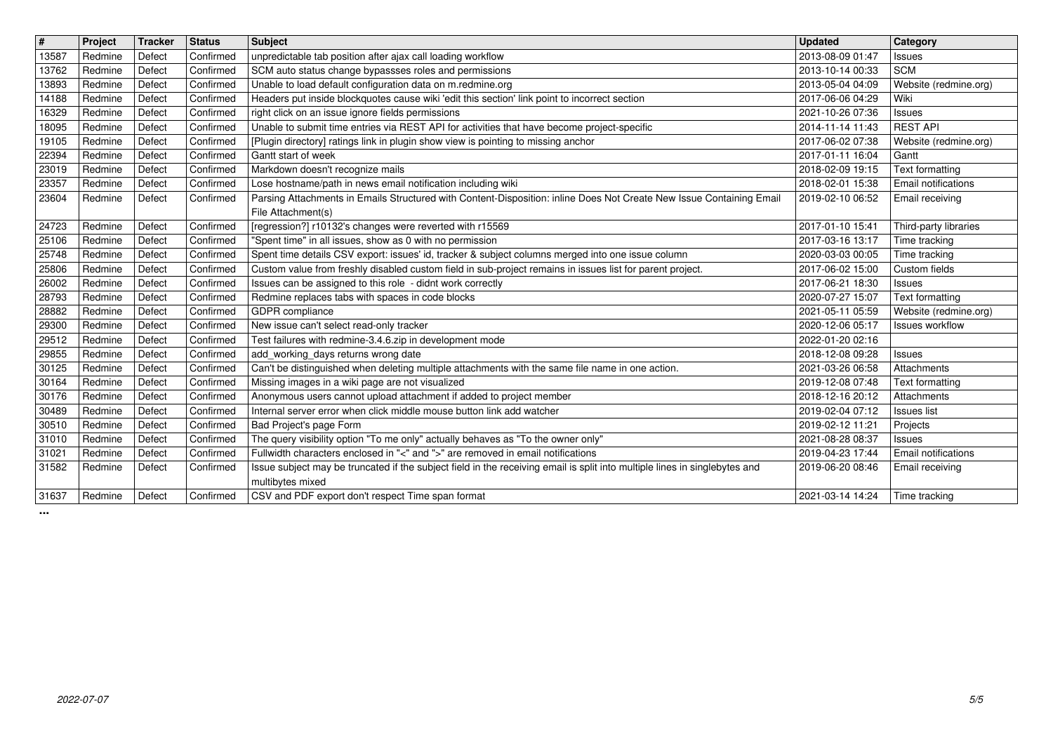| # | Project | Tracker | Status | Subject | Updated | Category |
|---|---|---|---|---|---|---|
| 13587 | Redmine | Defect | Confirmed | unpredictable tab position after ajax call loading workflow | 2013-08-09 01:47 | Issues |
| 13762 | Redmine | Defect | Confirmed | SCM auto status change bypassses roles and permissions | 2013-10-14 00:33 | SCM |
| 13893 | Redmine | Defect | Confirmed | Unable to load default configuration data on m.redmine.org | 2013-05-04 04:09 | Website (redmine.org) |
| 14188 | Redmine | Defect | Confirmed | Headers put inside blockquotes cause wiki 'edit this section' link point to incorrect section | 2017-06-06 04:29 | Wiki |
| 16329 | Redmine | Defect | Confirmed | right click on an issue ignore fields permissions | 2021-10-26 07:36 | Issues |
| 18095 | Redmine | Defect | Confirmed | Unable to submit time entries via REST API for activities that have become project-specific | 2014-11-14 11:43 | REST API |
| 19105 | Redmine | Defect | Confirmed | [Plugin directory] ratings link in plugin show view is pointing to missing anchor | 2017-06-02 07:38 | Website (redmine.org) |
| 22394 | Redmine | Defect | Confirmed | Gantt start of week | 2017-01-11 16:04 | Gantt |
| 23019 | Redmine | Defect | Confirmed | Markdown doesn't recognize mails | 2018-02-09 19:15 | Text formatting |
| 23357 | Redmine | Defect | Confirmed | Lose hostname/path in news email notification including wiki | 2018-02-01 15:38 | Email notifications |
| 23604 | Redmine | Defect | Confirmed | Parsing Attachments in Emails Structured with Content-Disposition: inline Does Not Create New Issue Containing Email File Attachment(s) | 2019-02-10 06:52 | Email receiving |
| 24723 | Redmine | Defect | Confirmed | [regression?] r10132's changes were reverted with r15569 | 2017-01-10 15:41 | Third-party libraries |
| 25106 | Redmine | Defect | Confirmed | "Spent time" in all issues, show as 0 with no permission | 2017-03-16 13:17 | Time tracking |
| 25748 | Redmine | Defect | Confirmed | Spent time details CSV export: issues' id, tracker & subject columns merged into one issue column | 2020-03-03 00:05 | Time tracking |
| 25806 | Redmine | Defect | Confirmed | Custom value from freshly disabled custom field in sub-project remains in issues list for parent project. | 2017-06-02 15:00 | Custom fields |
| 26002 | Redmine | Defect | Confirmed | Issues can be assigned to this role - didnt work correctly | 2017-06-21 18:30 | Issues |
| 28793 | Redmine | Defect | Confirmed | Redmine replaces tabs with spaces in code blocks | 2020-07-27 15:07 | Text formatting |
| 28882 | Redmine | Defect | Confirmed | GDPR compliance | 2021-05-11 05:59 | Website (redmine.org) |
| 29300 | Redmine | Defect | Confirmed | New issue can't select read-only tracker | 2020-12-06 05:17 | Issues workflow |
| 29512 | Redmine | Defect | Confirmed | Test failures with redmine-3.4.6.zip in development mode | 2022-01-20 02:16 | |
| 29855 | Redmine | Defect | Confirmed | add_working_days returns wrong date | 2018-12-08 09:28 | Issues |
| 30125 | Redmine | Defect | Confirmed | Can't be distinguished when deleting multiple attachments with the same file name in one action. | 2021-03-26 06:58 | Attachments |
| 30164 | Redmine | Defect | Confirmed | Missing images in a wiki page are not visualized | 2019-12-08 07:48 | Text formatting |
| 30176 | Redmine | Defect | Confirmed | Anonymous users cannot upload attachment if added to project member | 2018-12-16 20:12 | Attachments |
| 30489 | Redmine | Defect | Confirmed | Internal server error when click middle mouse button link add watcher | 2019-02-04 07:12 | Issues list |
| 30510 | Redmine | Defect | Confirmed | Bad Project's page Form | 2019-02-12 11:21 | Projects |
| 31010 | Redmine | Defect | Confirmed | The query visibility option "To me only" actually behaves as "To the owner only" | 2021-08-28 08:37 | Issues |
| 31021 | Redmine | Defect | Confirmed | Fullwidth characters enclosed in "<" and ">" are removed in email notifications | 2019-04-23 17:44 | Email notifications |
| 31582 | Redmine | Defect | Confirmed | Issue subject may be truncated if the subject field in the receiving email is split into multiple lines in singlebytes and multibytes mixed | 2019-06-20 08:46 | Email receiving |
| 31637 | Redmine | Defect | Confirmed | CSV and PDF export don't respect Time span format | 2021-03-14 14:24 | Time tracking |

...